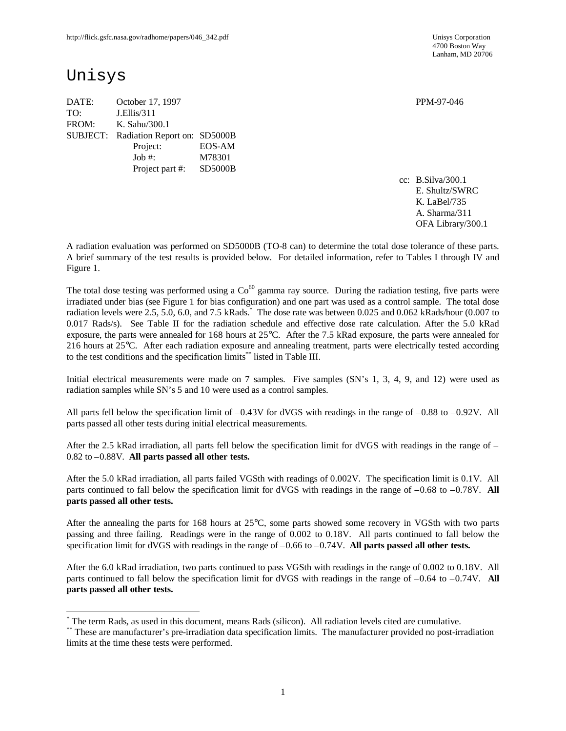http://flick.gsfc.nasa.gov/radhome/papers/046_342.pdf

Unisys Corporation
4700 Boston Way
Lanham, MD 20706

# Unisys

DATE: October 17, 1997 PPM-97-046
TO: J.Ellis/311
FROM: K. Sahu/300.1
SUBJECT: Radiation Report on: SD5000B
Project: EOS-AM
Job #: M78301
Project part #: SD5000B

cc: B.Silva/300.1
E. Shultz/SWRC
K. LaBel/735
A. Sharma/311
OFA Library/300.1

A radiation evaluation was performed on SD5000B (TO-8 can) to determine the total dose tolerance of these parts. A brief summary of the test results is provided below. For detailed information, refer to Tables I through IV and Figure 1.

The total dose testing was performed using a $Co^{60}$ gamma ray source. During the radiation testing, five parts were irradiated under bias (see Figure 1 for bias configuration) and one part was used as a control sample. The total dose radiation levels were 2.5, 5.0, 6.0, and 7.5 kRads.* The dose rate was between 0.025 and 0.062 kRads/hour (0.007 to 0.017 Rads/s). See Table II for the radiation schedule and effective dose rate calculation. After the 5.0 kRad exposure, the parts were annealed for 168 hours at 25°C. After the 7.5 kRad exposure, the parts were annealed for 216 hours at 25°C. After each radiation exposure and annealing treatment, parts were electrically tested according to the test conditions and the specification limits** listed in Table III.

Initial electrical measurements were made on 7 samples. Five samples (SN's 1, 3, 4, 9, and 12) were used as radiation samples while SN's 5 and 10 were used as a control samples.

All parts fell below the specification limit of –0.43V for dVGS with readings in the range of –0.88 to –0.92V. All parts passed all other tests during initial electrical measurements.

After the 2.5 kRad irradiation, all parts fell below the specification limit for dVGS with readings in the range of –0.82 to –0.88V. **All parts passed all other tests.**

After the 5.0 kRad irradiation, all parts failed VGSth with readings of 0.002V. The specification limit is 0.1V. All parts continued to fall below the specification limit for dVGS with readings in the range of –0.68 to –0.78V. **All parts passed all other tests.**

After the annealing the parts for 168 hours at 25°C, some parts showed some recovery in VGSth with two parts passing and three failing. Readings were in the range of 0.002 to 0.18V. All parts continued to fall below the specification limit for dVGS with readings in the range of –0.66 to –0.74V. **All parts passed all other tests.**

After the 6.0 kRad irradiation, two parts continued to pass VGSth with readings in the range of 0.002 to 0.18V. All parts continued to fall below the specification limit for dVGS with readings in the range of –0.64 to –0.74V. **All parts passed all other tests.**

---

* The term Rads, as used in this document, means Rads (silicon). All radiation levels cited are cumulative.

** These are manufacturer's pre-irradiation data specification limits. The manufacturer provided no post-irradiation limits at the time these tests were performed.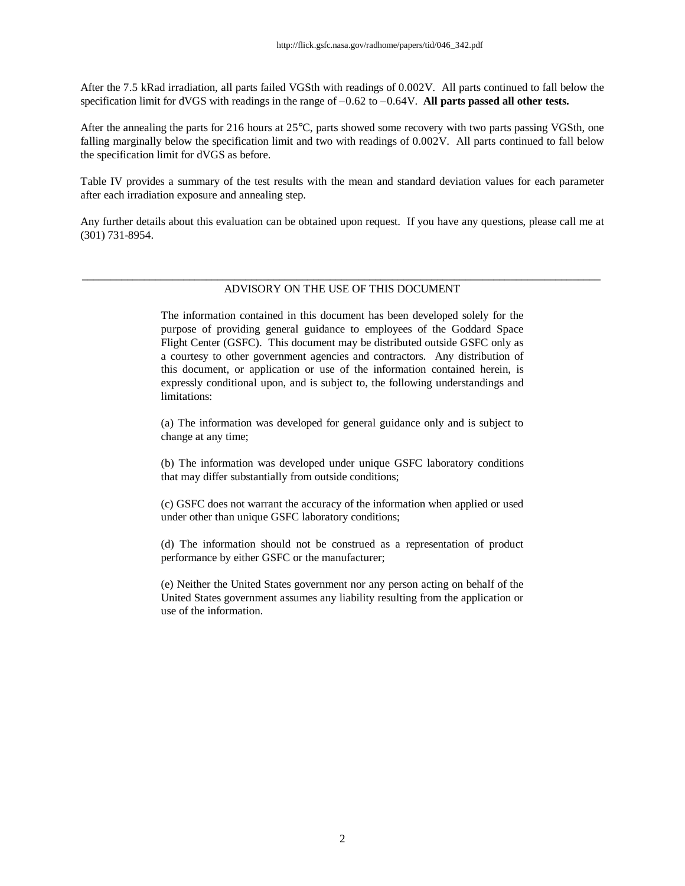After the 7.5 kRad irradiation, all parts failed VGSth with readings of 0.002V. All parts continued to fall below the specification limit for dVGS with readings in the range of –0.62 to –0.64V. **All parts passed all other tests.**

After the annealing the parts for 216 hours at 25°C, parts showed some recovery with two parts passing VGSth, one falling marginally below the specification limit and two with readings of 0.002V. All parts continued to fall below the specification limit for dVGS as before.

Table IV provides a summary of the test results with the mean and standard deviation values for each parameter after each irradiation exposure and annealing step.

Any further details about this evaluation can be obtained upon request. If you have any questions, please call me at (301) 731-8954.

---

ADVISORY ON THE USE OF THIS DOCUMENT

The information contained in this document has been developed solely for the purpose of providing general guidance to employees of the Goddard Space Flight Center (GSFC). This document may be distributed outside GSFC only as a courtesy to other government agencies and contractors. Any distribution of this document, or application or use of the information contained herein, is expressly conditional upon, and is subject to, the following understandings and limitations:

(a) The information was developed for general guidance only and is subject to change at any time;

(b) The information was developed under unique GSFC laboratory conditions that may differ substantially from outside conditions;

(c) GSFC does not warrant the accuracy of the information when applied or used under other than unique GSFC laboratory conditions;

(d) The information should not be construed as a representation of product performance by either GSFC or the manufacturer;

(e) Neither the United States government nor any person acting on behalf of the United States government assumes any liability resulting from the application or use of the information.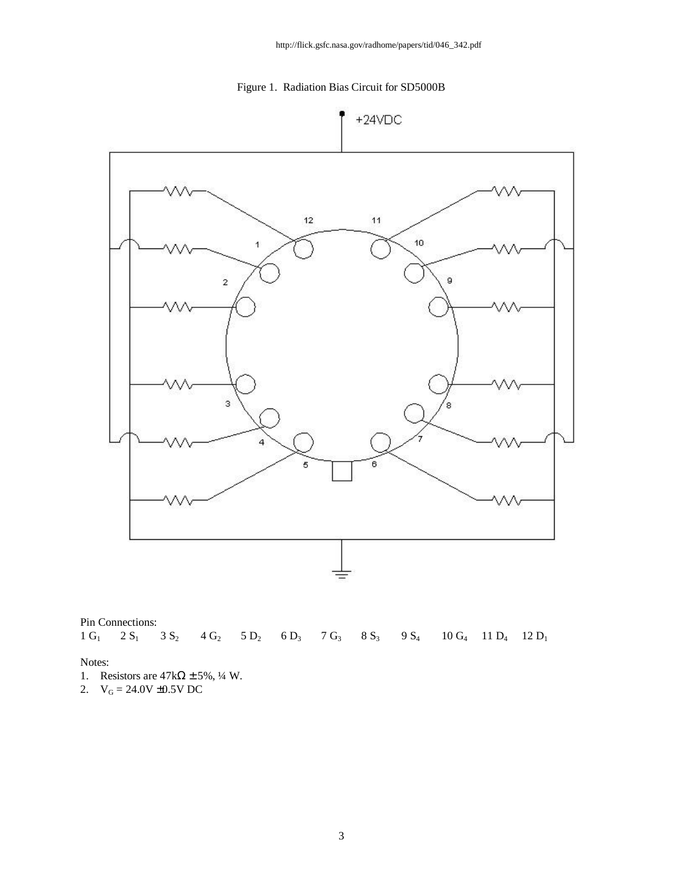http://flick.gsfc.nasa.gov/radhome/papers/tid/046_342.pdf

Figure 1. Radiation Bias Circuit for SD5000B

Pin Connections:
1 $G_1$ 2 $S_1$ 3 $S_2$ 4 $G_2$ 5 $D_2$ 6 $D_3$ 7 $G_3$ 8 $S_3$ 9 $S_4$ 10 $G_4$ 11 $D_4$ 12 $D_1$

Notes:

1. Resistors are 47kΩ ± 5%, ¼ W.
2. $V_G$ = 24.0V ±0.5V DC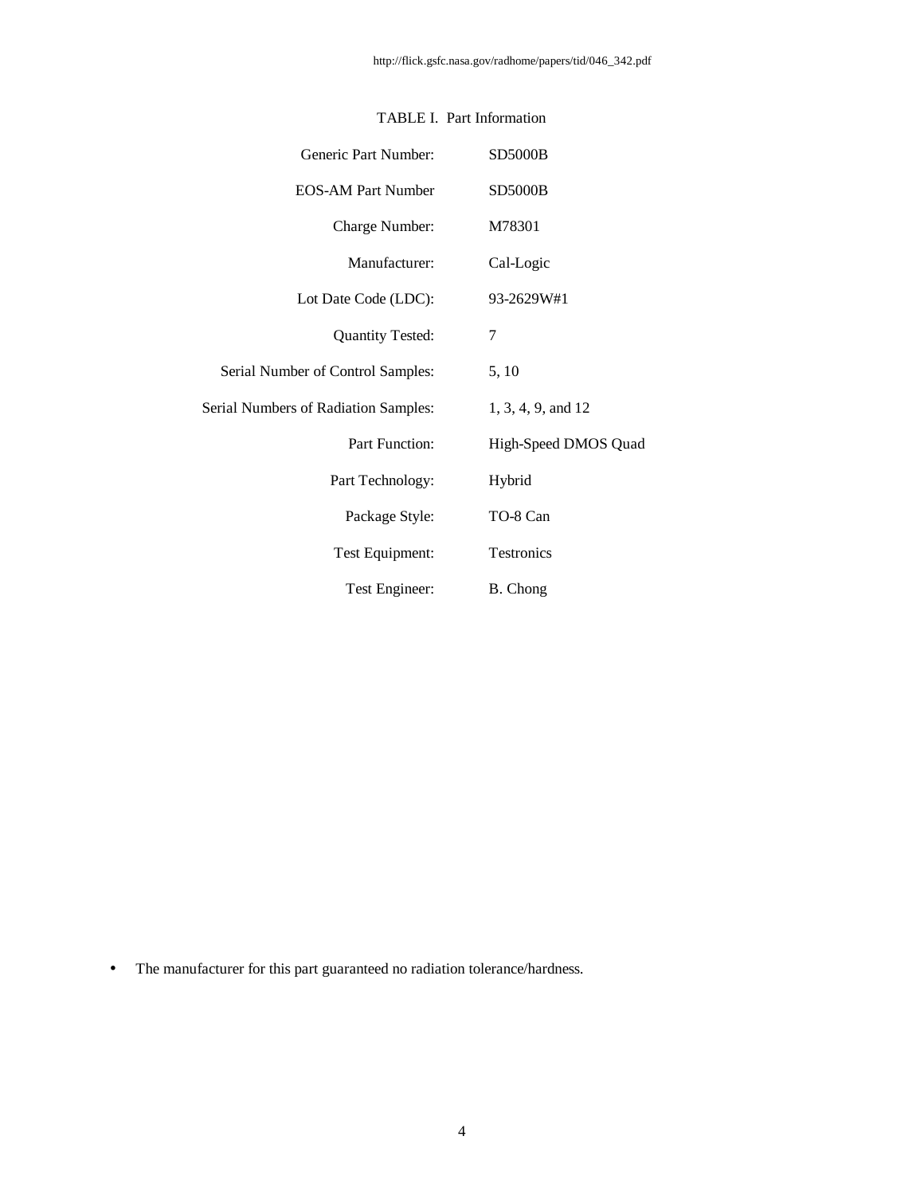TABLE I. Part Information

| | |
|---|---|
| Generic Part Number: | SD5000B |
| EOS-AM Part Number | SD5000B |
| Charge Number: | M78301 |
| Manufacturer: | Cal-Logic |
| Lot Date Code (LDC): | 93-2629W#1 |
| Quantity Tested: | 7 |
| Serial Number of Control Samples: | 5, 10 |
| Serial Numbers of Radiation Samples: | 1, 3, 4, 9, and 12 |
| Part Function: | High-Speed DMOS Quad |
| Part Technology: | Hybrid |
| Package Style: | TO-8 Can |
| Test Equipment: | Testronics |
| Test Engineer: | B. Chong |

- The manufacturer for this part guaranteed no radiation tolerance/hardness.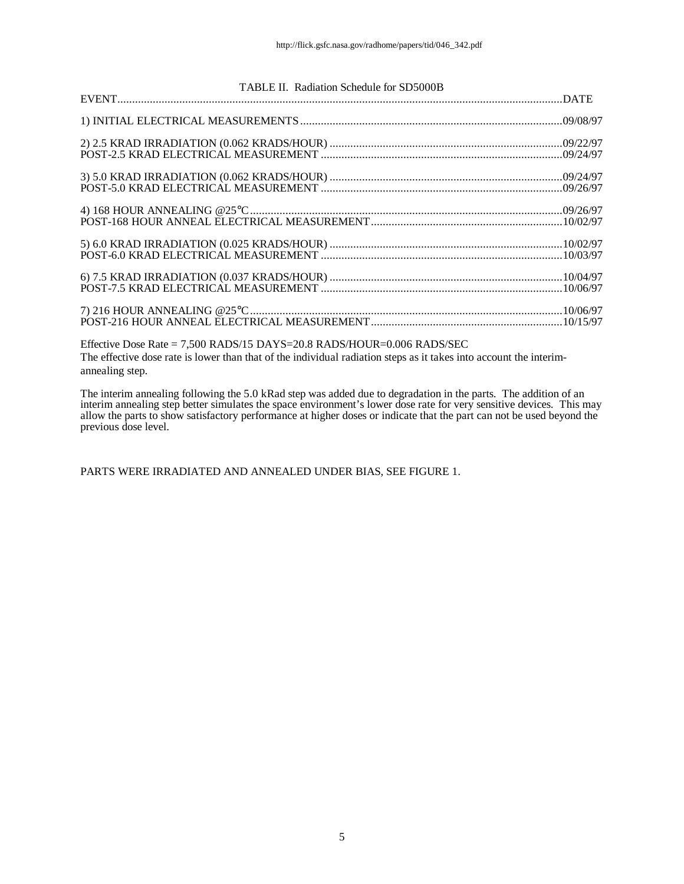TABLE II. Radiation Schedule for SD5000B

| EVENT | DATE |
|---|---|
| 1) INITIAL ELECTRICAL MEASUREMENTS | 09/08/97 |
| 2) 2.5 KRAD IRRADIATION (0.062 KRADS/HOUR) | 09/22/97 |
| POST-2.5 KRAD ELECTRICAL MEASUREMENT | 09/24/97 |
| 3) 5.0 KRAD IRRADIATION (0.062 KRADS/HOUR) | 09/24/97 |
| POST-5.0 KRAD ELECTRICAL MEASUREMENT | 09/26/97 |
| 4) 168 HOUR ANNEALING @25°C | 09/26/97 |
| POST-168 HOUR ANNEAL ELECTRICAL MEASUREMENT | 10/02/97 |
| 5) 6.0 KRAD IRRADIATION (0.025 KRADS/HOUR) | 10/02/97 |
| POST-6.0 KRAD ELECTRICAL MEASUREMENT | 10/03/97 |
| 6) 7.5 KRAD IRRADIATION (0.037 KRADS/HOUR) | 10/04/97 |
| POST-7.5 KRAD ELECTRICAL MEASUREMENT | 10/06/97 |
| 7) 216 HOUR ANNEALING @25°C | 10/06/97 |
| POST-216 HOUR ANNEAL ELECTRICAL MEASUREMENT | 10/15/97 |

Effective Dose Rate = 7,500 RADS/15 DAYS=20.8 RADS/HOUR=0.006 RADS/SEC

The effective dose rate is lower than that of the individual radiation steps as it takes into account the interim-annealing step.

The interim annealing following the 5.0 kRad step was added due to degradation in the parts. The addition of an interim annealing step better simulates the space environment's lower dose rate for very sensitive devices. This may allow the parts to show satisfactory performance at higher doses or indicate that the part can not be used beyond the previous dose level.

PARTS WERE IRRADIATED AND ANNEALED UNDER BIAS, SEE FIGURE 1.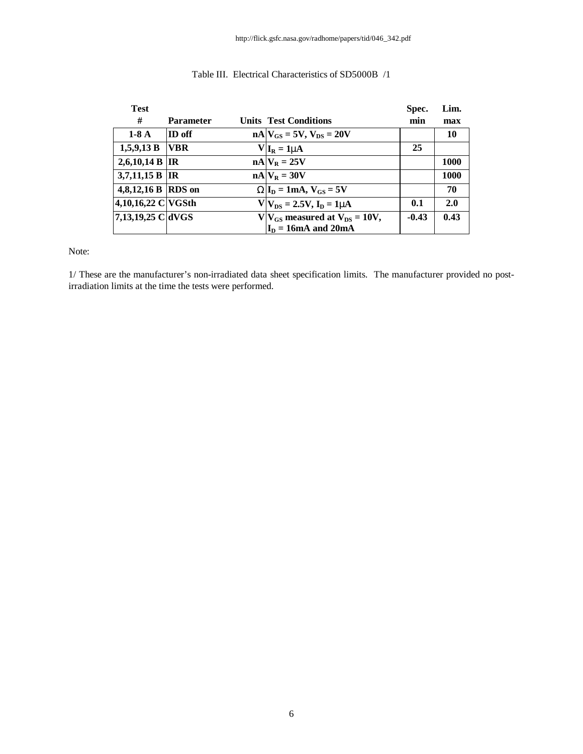Table III. Electrical Characteristics of SD5000B /1

| Test # | Parameter | Units | Test Conditions | Spec. min | Lim. max |
|---|---|---|---|---|---|
| 1-8 A | ID off | nA | $V_{GS} = 5V$, $V_{DS} = 20V$ | | 10 |
| 1,5,9,13 B | VBR | V | $I_R = 1\mu A$ | 25 | |
| 2,6,10,14 B | IR | nA | $V_R = 25V$ | | 1000 |
| 3,7,11,15 B | IR | nA | $V_R = 30V$ | | 1000 |
| 4,8,12,16 B | RDS on | Ω | $I_D = 1mA$, $V_{GS} = 5V$ | | 70 |
| 4,10,16,22 C | VGSth | V | $V_{DS} = 2.5V$, $I_D = 1\mu A$ | 0.1 | 2.0 |
| 7,13,19,25 C | dVGS | V | $V_{GS}$ measured at $V_{DS} = 10V$, $I_D = 16mA$ and $20mA$ | -0.43 | 0.43 |

Note:

1/ These are the manufacturer's non-irradiated data sheet specification limits. The manufacturer provided no post-irradiation limits at the time the tests were performed.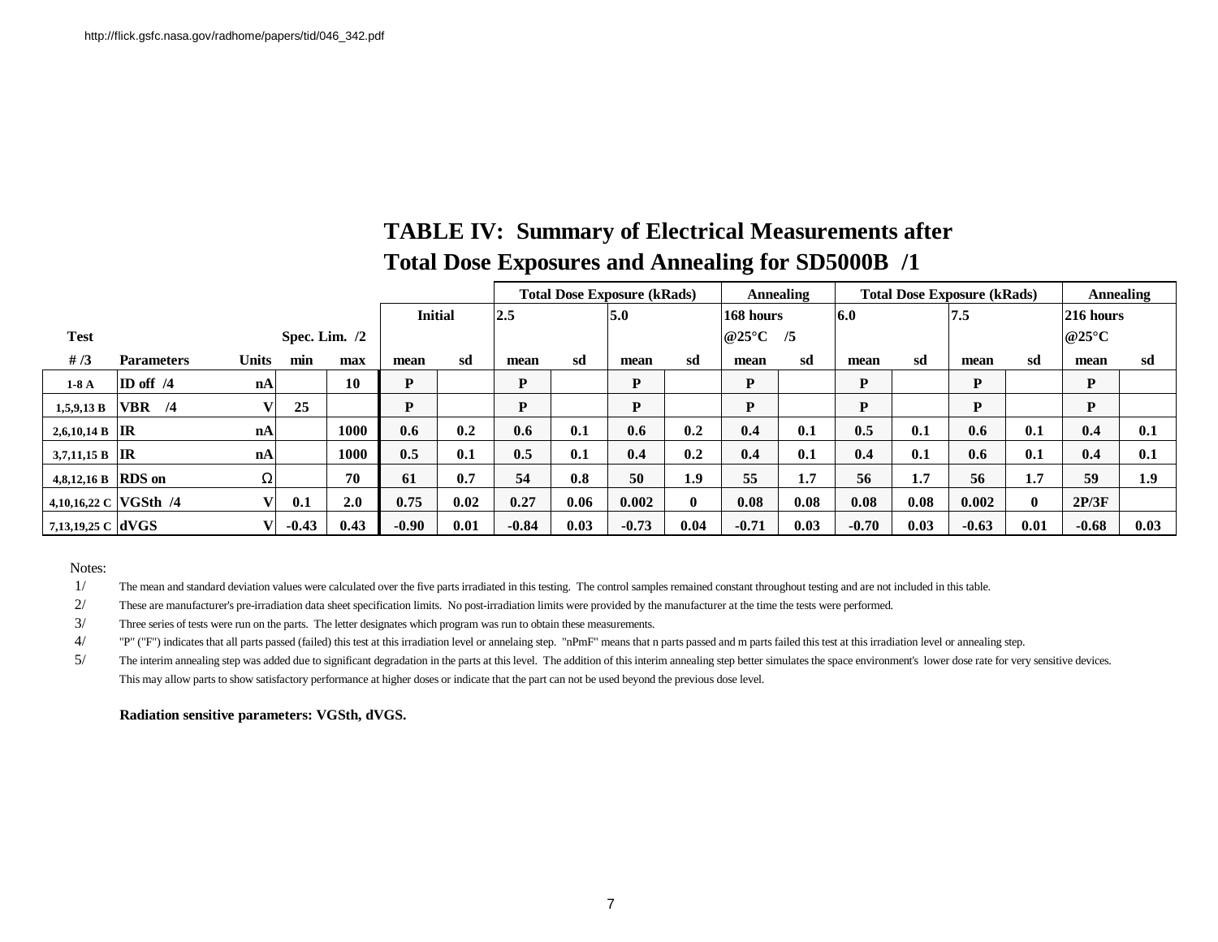http://flick.gsfc.nasa.gov/radhome/papers/tid/046_342.pdf

## TABLE IV: Summary of Electrical Measurements after Total Dose Exposures and Annealing for SD5000B /1

| | | | | | | | Total Dose Exposure (kRads) | | | | Annealing | | Total Dose Exposure (kRads) | | | | Annealing | |
|---|---|---|---|---|---|---|---|---|---|---|---|---|---|---|---|---|---|---|
| | | | | | Initial | | 2.5 | | 5.0 | | 168 hours @25°C /5 | | 6.0 | | 7.5 | | 216 hours @25°C | |
| Test # /3 | Parameters | Units | Spec. Lim. /2 min | max | mean | sd | mean | sd | mean | sd | mean | sd | mean | sd | mean | sd | mean | sd |
| 1-8 A | ID off /4 | nA | | 10 | P | | P | | P | | P | | P | | P | | P | |
| 1,5,9,13 B | VBR /4 | V | 25 | | P | | P | | P | | P | | P | | P | | P | |
| 2,6,10,14 B | IR | nA | | 1000 | 0.6 | 0.2 | 0.6 | 0.1 | 0.6 | 0.2 | 0.4 | 0.1 | 0.5 | 0.1 | 0.6 | 0.1 | 0.4 | 0.1 |
| 3,7,11,15 B | IR | nA | | 1000 | 0.5 | 0.1 | 0.5 | 0.1 | 0.4 | 0.2 | 0.4 | 0.1 | 0.4 | 0.1 | 0.6 | 0.1 | 0.4 | 0.1 |
| 4,8,12,16 B | RDS on | Ω | | 70 | 61 | 0.7 | 54 | 0.8 | 50 | 1.9 | 55 | 1.7 | 56 | 1.7 | 56 | 1.7 | 59 | 1.9 |
| 4,10,16,22 C | VGSth /4 | V | 0.1 | 2.0 | 0.75 | 0.02 | 0.27 | 0.06 | 0.002 | 0 | 0.08 | 0.08 | 0.08 | 0.08 | 0.002 | 0 | 2P/3F | |
| 7,13,19,25 C | dVGS | V | -0.43 | 0.43 | -0.90 | 0.01 | -0.84 | 0.03 | -0.73 | 0.04 | -0.71 | 0.03 | -0.70 | 0.03 | -0.63 | 0.01 | -0.68 | 0.03 |

Notes:

1/ The mean and standard deviation values were calculated over the five parts irradiated in this testing. The control samples remained constant throughout testing and are not included in this table.

2/ These are manufacturer's pre-irradiation data sheet specification limits. No post-irradiation limits were provided by the manufacturer at the time the tests were performed.

3/ Three series of tests were run on the parts. The letter designates which program was run to obtain these measurements.

4/ "P" ("F") indicates that all parts passed (failed) this test at this irradiation level or annelaing step. "nPmF" means that n parts passed and m parts failed this test at this irradiation level or annealing step.

5/ The interim annealing step was added due to significant degradation in the parts at this level. The addition of this interim annealing step better simulates the space environment's lower dose rate for very sensitive devices. This may allow parts to show satisfactory performance at higher doses or indicate that the part can not be used beyond the previous dose level.

**Radiation sensitive parameters: VGSth, dVGS.**